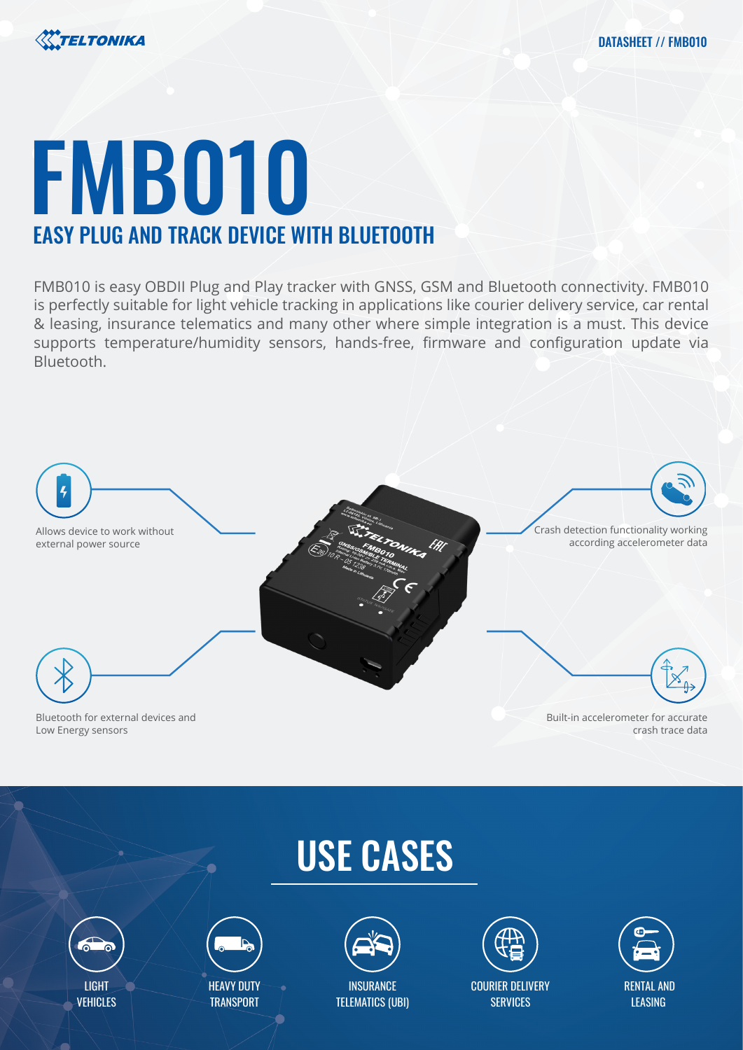# FMB010

## EASY PLUG AND TRACK DEVICE WITH BLUETOOTH

FMB010 is easy OBDII Plug and Play tracker with GNSS, GSM and Bluetooth connectivity. FMB010 is perfectly suitable for light vehicle tracking in applications like courier delivery service, car rental & leasing, insurance telematics and many other where simple integration is a must. This device supports temperature/humidity sensors, hands-free, firmware and configuration update via Bluetooth.

Allows device to work without external power source

Crash detection functionality working according accelerometer data

Bluetooth for external devices and Low Energy sensors

Built-in accelerometer for accurate crash trace data

## USE CASES

- LIGHT VEHICLES
- HEAVY DUTY TRANSPORT
- INSURANCE TELEMATICS (UBI)
- COURIER DELIVERY SERVICES
- RENTAL AND LEASING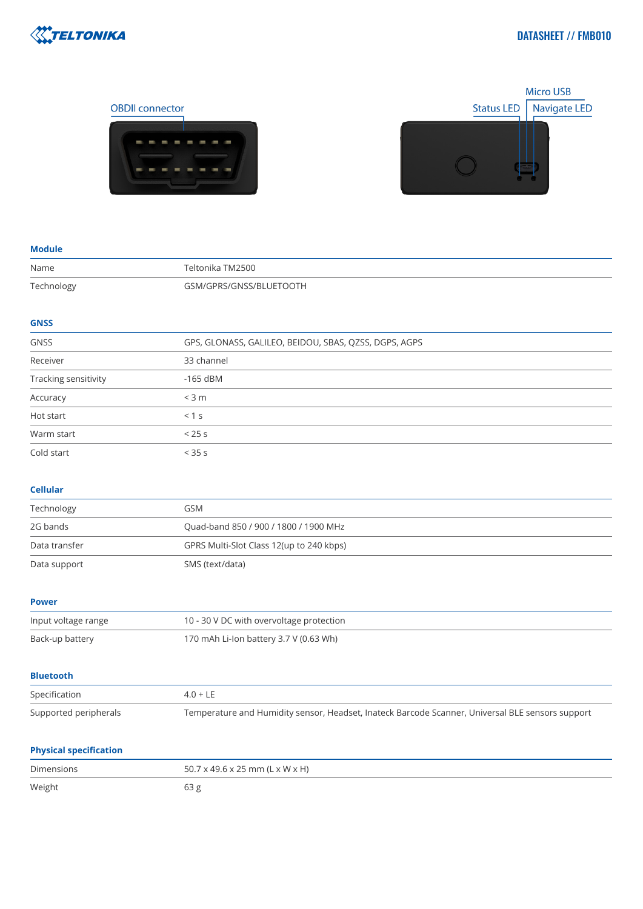OBDII connector

Micro USB

Status LED

Navigate LED

## Module

| | |
|---|---|
| Name | Teltonika TM2500 |
| Technology | GSM/GPRS/GNSS/BLUETOOTH |

## GNSS

| | |
|---|---|
| GNSS | GPS, GLONASS, GALILEO, BEIDOU, SBAS, QZSS, DGPS, AGPS |
| Receiver | 33 channel |
| Tracking sensitivity | -165 dBM |
| Accuracy | < 3 m |
| Hot start | < 1 s |
| Warm start | < 25 s |
| Cold start | < 35 s |

## Cellular

| | |
|---|---|
| Technology | GSM |
| 2G bands | Quad-band 850 / 900 / 1800 / 1900 MHz |
| Data transfer | GPRS Multi-Slot Class 12(up to 240 kbps) |
| Data support | SMS (text/data) |

## Power

| | |
|---|---|
| Input voltage range | 10 - 30 V DC with overvoltage protection |
| Back-up battery | 170 mAh Li-Ion battery 3.7 V (0.63 Wh) |

## Bluetooth

| | |
|---|---|
| Specification | 4.0 + LE |
| Supported peripherals | Temperature and Humidity sensor, Headset, Inateck Barcode Scanner, Universal BLE sensors support |

## Physical specification

| | |
|---|---|
| Dimensions | 50.7 x 49.6 x 25 mm (L x W x H) |
| Weight | 63 g |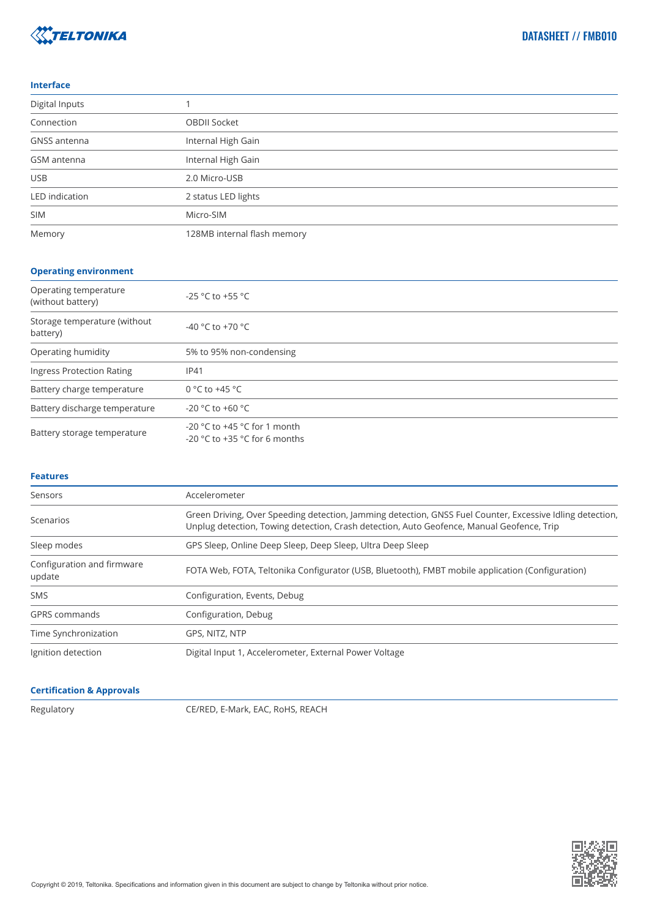## Interface

| | |
|---|---|
| Digital Inputs | 1 |
| Connection | OBDII Socket |
| GNSS antenna | Internal High Gain |
| GSM antenna | Internal High Gain |
| USB | 2.0 Micro-USB |
| LED indication | 2 status LED lights |
| SIM | Micro-SIM |
| Memory | 128MB internal flash memory |

## Operating environment

| | |
|---|---|
| Operating temperature (without battery) | -25 °C to +55 °C |
| Storage temperature (without battery) | -40 °C to +70 °C |
| Operating humidity | 5% to 95% non-condensing |
| Ingress Protection Rating | IP41 |
| Battery charge temperature | 0 °C to +45 °C |
| Battery discharge temperature | -20 °C to +60 °C |
| Battery storage temperature | -20 °C to +45 °C for 1 month<br>-20 °C to +35 °C for 6 months |

## Features

| | |
|---|---|
| Sensors | Accelerometer |
| Scenarios | Green Driving, Over Speeding detection, Jamming detection, GNSS Fuel Counter, Excessive Idling detection, Unplug detection, Towing detection, Crash detection, Auto Geofence, Manual Geofence, Trip |
| Sleep modes | GPS Sleep, Online Deep Sleep, Deep Sleep, Ultra Deep Sleep |
| Configuration and firmware update | FOTA Web, FOTA, Teltonika Configurator (USB, Bluetooth), FMBT mobile application (Configuration) |
| SMS | Configuration, Events, Debug |
| GPRS commands | Configuration, Debug |
| Time Synchronization | GPS, NITZ, NTP |
| Ignition detection | Digital Input 1, Accelerometer, External Power Voltage |

## Certification & Approvals

| | |
|---|---|
| Regulatory | CE/RED, E-Mark, EAC, RoHS, REACH |

Copyright © 2019, Teltonika. Specifications and information given in this document are subject to change by Teltonika without prior notice.